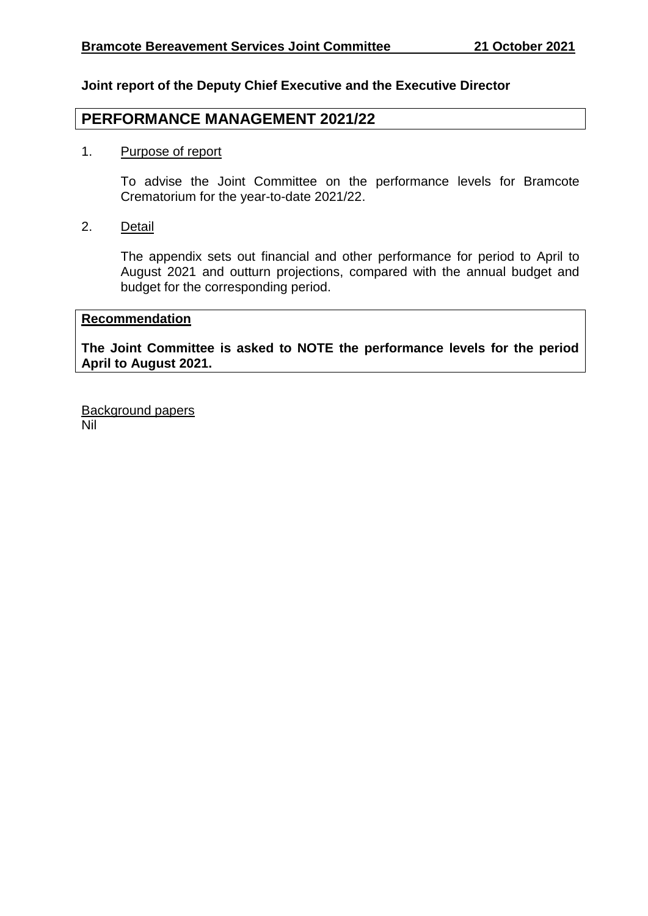**Bramcote Bereavement Services Joint Committee** **21 October 2021**

**Joint report of the Deputy Chief Executive and the Executive Director**

## PERFORMANCE MANAGEMENT 2021/22

1. Purpose of report

   To advise the Joint Committee on the performance levels for Bramcote Crematorium for the year-to-date 2021/22.

2. Detail

   The appendix sets out financial and other performance for period to April to August 2021 and outturn projections, compared with the annual budget and budget for the corresponding period.

**Recommendation**

**The Joint Committee is asked to NOTE the performance levels for the period April to August 2021.**

Background papers
Nil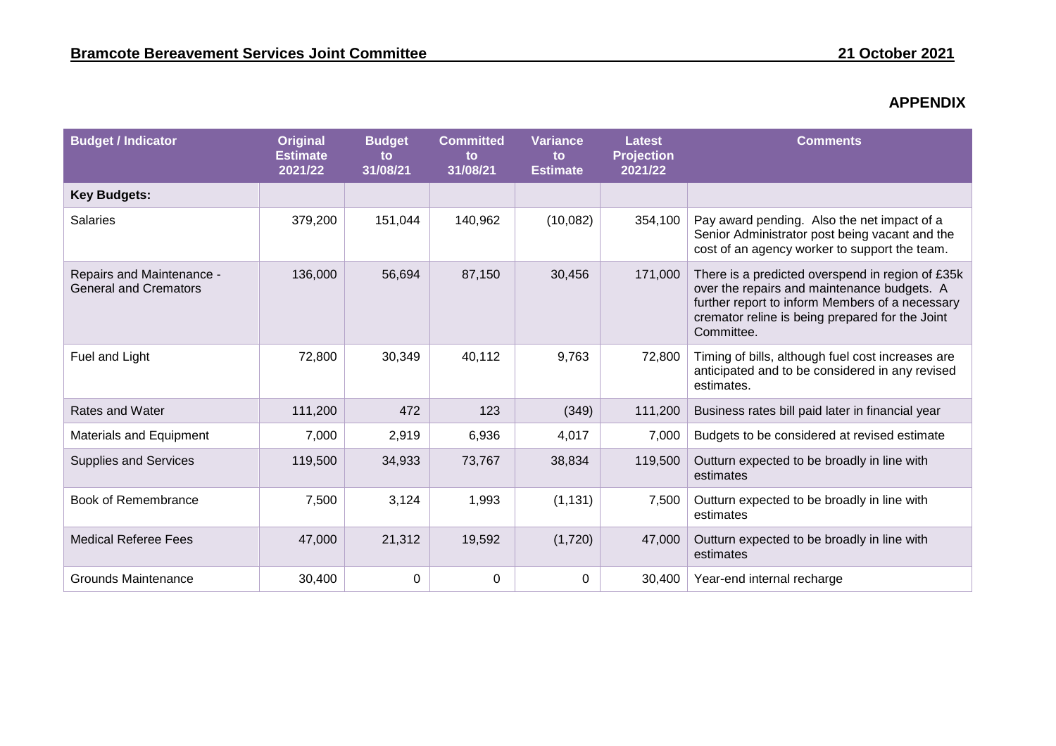## APPENDIX

| Budget / Indicator | Original Estimate 2021/22 | Budget to 31/08/21 | Committed to 31/08/21 | Variance to Estimate | Latest Projection 2021/22 | Comments |
|---|---|---|---|---|---|---|
| **Key Budgets:** | | | | | | |
| Salaries | 379,200 | 151,044 | 140,962 | (10,082) | 354,100 | Pay award pending. Also the net impact of a Senior Administrator post being vacant and the cost of an agency worker to support the team. |
| Repairs and Maintenance - General and Cremators | 136,000 | 56,694 | 87,150 | 30,456 | 171,000 | There is a predicted overspend in region of £35k over the repairs and maintenance budgets. A further report to inform Members of a necessary cremator reline is being prepared for the Joint Committee. |
| Fuel and Light | 72,800 | 30,349 | 40,112 | 9,763 | 72,800 | Timing of bills, although fuel cost increases are anticipated and to be considered in any revised estimates. |
| Rates and Water | 111,200 | 472 | 123 | (349) | 111,200 | Business rates bill paid later in financial year |
| Materials and Equipment | 7,000 | 2,919 | 6,936 | 4,017 | 7,000 | Budgets to be considered at revised estimate |
| Supplies and Services | 119,500 | 34,933 | 73,767 | 38,834 | 119,500 | Outturn expected to be broadly in line with estimates |
| Book of Remembrance | 7,500 | 3,124 | 1,993 | (1,131) | 7,500 | Outturn expected to be broadly in line with estimates |
| Medical Referee Fees | 47,000 | 21,312 | 19,592 | (1,720) | 47,000 | Outturn expected to be broadly in line with estimates |
| Grounds Maintenance | 30,400 | 0 | 0 | 0 | 30,400 | Year-end internal recharge |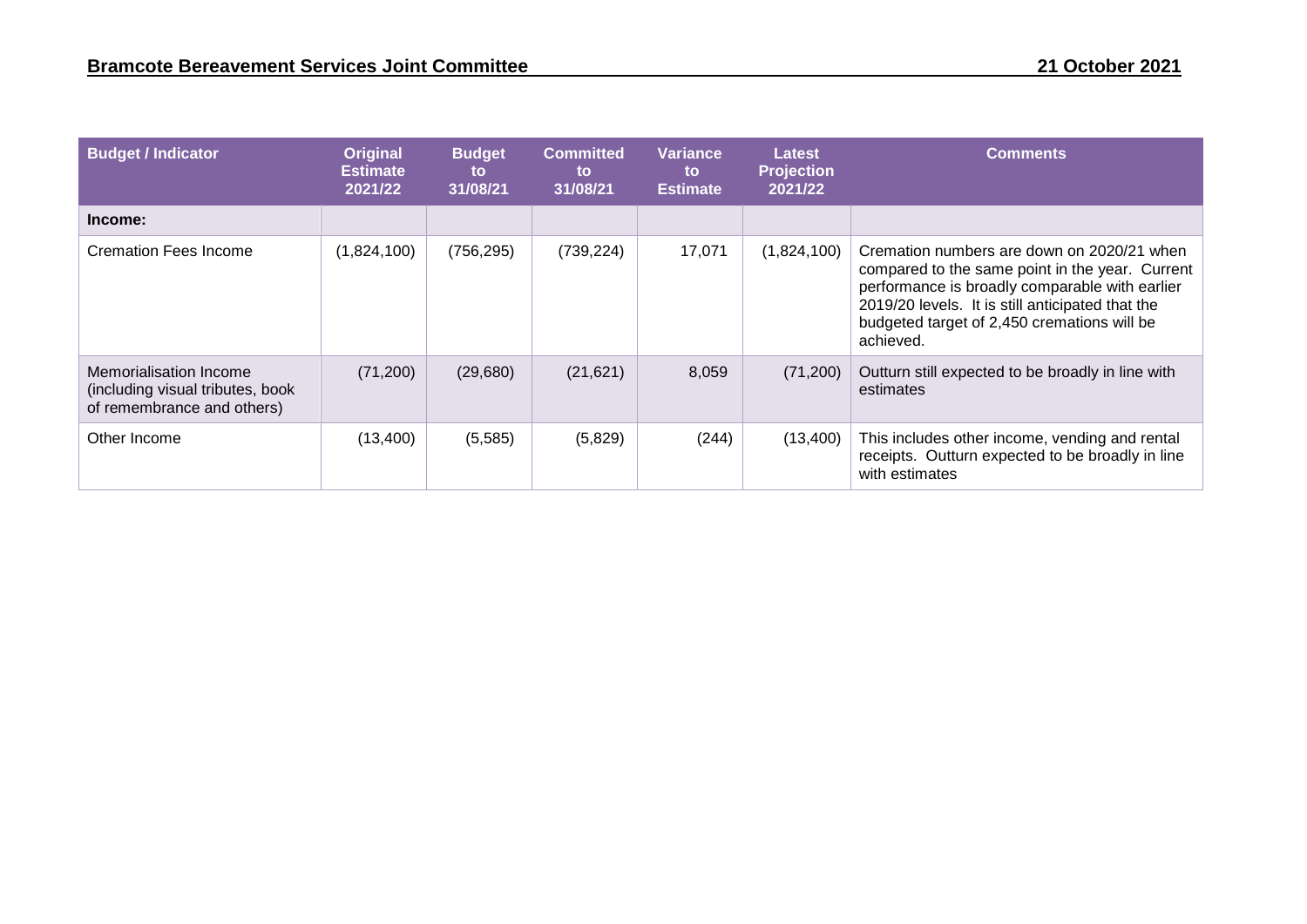| Budget / Indicator | Original Estimate 2021/22 | Budget to 31/08/21 | Committed to 31/08/21 | Variance to Estimate | Latest Projection 2021/22 | Comments |
|---|---|---|---|---|---|---|
| **Income:** | | | | | | |
| Cremation Fees Income | (1,824,100) | (756,295) | (739,224) | 17,071 | (1,824,100) | Cremation numbers are down on 2020/21 when compared to the same point in the year. Current performance is broadly comparable with earlier 2019/20 levels. It is still anticipated that the budgeted target of 2,450 cremations will be achieved. |
| Memorialisation Income (including visual tributes, book of remembrance and others) | (71,200) | (29,680) | (21,621) | 8,059 | (71,200) | Outturn still expected to be broadly in line with estimates |
| Other Income | (13,400) | (5,585) | (5,829) | (244) | (13,400) | This includes other income, vending and rental receipts. Outturn expected to be broadly in line with estimates |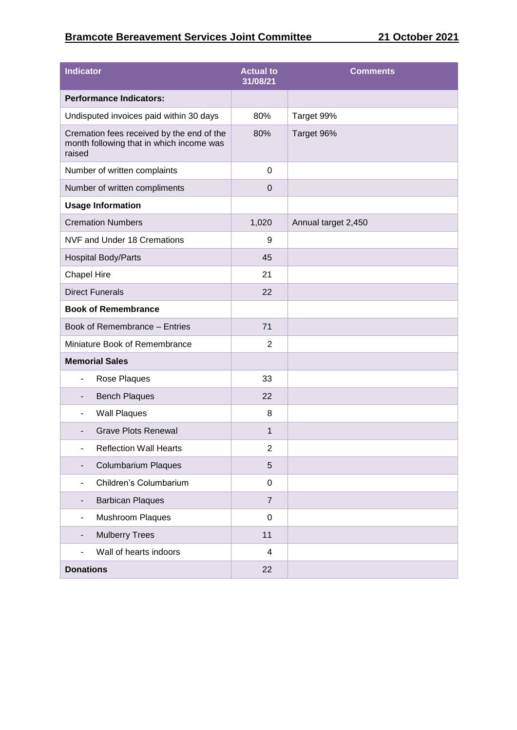| Indicator | Actual to 31/08/21 | Comments |
|---|---|---|
| **Performance Indicators:** | | |
| Undisputed invoices paid within 30 days | 80% | Target 99% |
| Cremation fees received by the end of the month following that in which income was raised | 80% | Target 96% |
| Number of written complaints | 0 | |
| Number of written compliments | 0 | |
| **Usage Information** | | |
| Cremation Numbers | 1,020 | Annual target 2,450 |
| NVF and Under 18 Cremations | 9 | |
| Hospital Body/Parts | 45 | |
| Chapel Hire | 21 | |
| Direct Funerals | 22 | |
| **Book of Remembrance** | | |
| Book of Remembrance – Entries | 71 | |
| Miniature Book of Remembrance | 2 | |
| **Memorial Sales** | | |
| - Rose Plaques | 33 | |
| - Bench Plaques | 22 | |
| - Wall Plaques | 8 | |
| - Grave Plots Renewal | 1 | |
| - Reflection Wall Hearts | 2 | |
| - Columbarium Plaques | 5 | |
| - Children's Columbarium | 0 | |
| - Barbican Plaques | 7 | |
| - Mushroom Plaques | 0 | |
| - Mulberry Trees | 11 | |
| - Wall of hearts indoors | 4 | |
| **Donations** | 22 | |